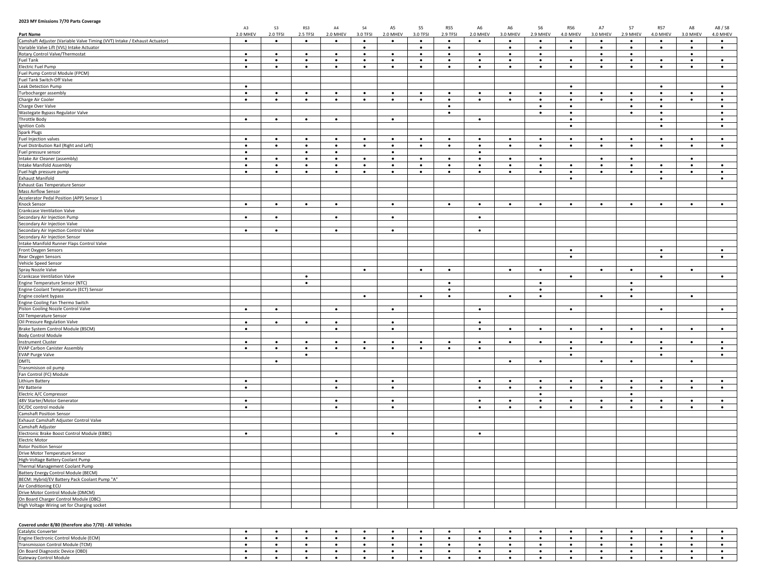**2023 MY Emissions 7/70 Parts Coverage**

| Part Name | A3 2.0 MHEV | S3 2.0 TFSI | RS3 2.5 TFSI | A4 2.0 MHEV | S4 3.0 TFSI | A5 2.0 MHEV | S5 3.0 TFSI | RS5 2.9 TFSI | A6 2.0 MHEV | A6 3.0 MHEV | S6 2.9 MHEV | RS6 4.0 MHEV | A7 3.0 MHEV | S7 2.9 MHEV | RS7 4.0 MHEV | A8 3.0 MHEV | A8 / S8 4.0 MHEV |
|---|---|---|---|---|---|---|---|---|---|---|---|---|---|---|---|---|---|
| Camshaft Adjuster (Variable Valve Timing (VVT) Intake / Exhaust Actuator) | • | • | • | • | • | • | • | • | • | • | • | • | • | • | • | • | • |
| Variable Valve Lift (VVL) Intake Actuator | | | | | • | | • | • | | • | • | • | • | • | • | • | • |
| Rotary Control Valve/Thermostat | • | • | • | • | • | • | • | • | • | • | • | | • | • | | • | |
| Fuel Tank | • | • | • | • | • | • | • | • | • | • | • | • | • | • | • | • | • |
| Electric Fuel Pump | • | • | • | • | • | • | • | • | • | • | • | • | • | • | • | • | • |
| Fuel Pump Control Module (FPCM) | | | | | | | | | | | | | | | | | |
| Fuel Tank Switch-Off Valve | | | | | | | | | | | | | | | | | |
| Leak Detection Pump | • | | | | | | | | | | | • | | | • | | • |
| Turbocharger assembly | • | • | • | • | • | • | • | • | • | • | • | • | • | • | • | • | • |
| Charge Air Cooler | • | • | • | • | • | • | • | • | • | • | • | • | • | • | • | • | • |
| Charge Over Valve | | | | | | | | • | | | • | • | | • | • | | • |
| Wastegate Bypass Regulator Valve | | | | | | | | • | | | • | • | | • | • | | • |
| Throttle Body | • | • | • | • | | • | | | • | | | • | | | • | | • |
| Ignition Coils | | | | | | | | | | | | • | | | • | | • |
| Spark Plugs | | | | | | | | | | | | | | | | | |
| Fuel Injection valves | • | • | • | • | • | • | • | • | • | • | • | • | • | • | • | • | • |
| Fuel Distribution Rail (Right and Left) | • | • | • | • | • | • | • | • | • | • | • | • | • | • | • | • | • |
| Fuel pressure sensor | • | | • | • | | • | | | • | | | | | | | | |
| Intake Air Cleaner (assembly) | • | • | • | • | • | • | • | • | • | • | • | | • | • | | • | |
| Intake Manifold Assembly | • | • | • | • | • | • | • | • | • | • | • | • | • | • | • | • | • |
| Fuel high pressure pump | • | • | • | • | • | • | • | • | • | • | • | • | • | • | • | • | • |
| Exhaust Manifold | | | | | | | | | | | | • | | | • | | • |
| Exhaust Gas Temperature Sensor | | | | | | | | | | | | | | | | | |
| Mass Airflow Sensor | | | | | | | | | | | | | | | | | |
| Accelerator Pedal Position (APP) Sensor 1 | | | | | | | | | | | | | | | | | |
| Knock Sensor | • | • | • | • | | • | | • | • | • | • | • | • | • | • | • | • |
| Crankcase Ventilation Valve | | | | | | | | | | | | | | | | | |
| Secondary Air Injection Pump | • | • | | • | | • | | | • | | | | | | | | |
| Secondary Air Injection Valve | | | | | | | | | | | | | | | | | |
| Secondary Air Injection Control Valve | • | • | | • | | • | | | • | | | | | | | | |
| Secondary Air Injection Sensor | | | | | | | | | | | | | | | | | |
| Intake Manifold Runner Flaps Control Valve | | | | | | | | | | | | | | | | | |
| Front Oxygen Sensors | | | | | | | | | | | | • | | | • | | • |
| Rear Oxygen Sensors | | | | | | | | | | | | • | | | • | | • |
| Vehicle Speed Sensor | | | | | | | | | | | | | | | | | |
| Spray Nozzle Valve | | | | | • | | • | • | | • | • | | • | • | | • | |
| Crankcase Ventilation Valve | | | • | | | | | | | | | • | | | • | | • |
| Engine Temperature Sensor (NTC) | | | • | | | | | • | | | • | | | • | | | |
| Engine Coolant Temperature (ECT) Sensor | | | | | | | | • | | | • | | | • | | | |
| Engine coolant bypass | | | | | • | | • | • | | • | • | | • | • | | • | |
| Engine Cooling Fan Thermo Switch | | | | | | | | | | | | | | | | | |
| Piston Cooling Nozzle Control Valve | • | • | | • | | • | | | • | | | • | | | • | | • |
| Oil Temperature Sensor | | | | | | | | | | | | | | | | | |
| Oil Pressure Regulation Valve | • | • | • | • | | • | | | • | | | | | | | | |
| Brake System Control Module (BSCM) | • | | | • | | • | | | • | • | • | • | • | • | • | • | • |
| Body Control Module | | | | | | | | | | | | | | | | | |
| Instrument Cluster | • | • | • | • | • | • | • | • | • | • | • | • | • | • | • | • | • |
| EVAP Carbon Canister Assembly | • | • | • | • | • | • | • | • | • | | | • | | | • | | • |
| EVAP Purge Valve | | | • | | | | | | | | | • | | | • | | • |
| DMTL | | • | | | | | | | | • | • | | • | • | | • | |
| Transmisison oil pump | | | | | | | | | | | | | | | | | |
| Fan Control (FC) Module | | | | | | | | | | | | | | | | | |
| Lithium Battery | • | | | • | | • | | | • | • | • | • | • | • | • | • | • |
| HV Batterie | • | | | • | | • | | | • | • | • | • | • | • | • | • | • |
| Electric A/C Compressor | | | | | | | | | | | • | | | • | | | |
| 48V Starter/Motor Generator | • | | | • | | • | | | • | • | • | • | • | • | • | • | • |
| DC/DC control module | • | | | • | | • | | | • | • | • | • | • | • | • | • | • |
| Camshaft Position Sensor | | | | | | | | | | | | | | | | | |
| Exhaust Camshaft Adjuster Control Valve | | | | | | | | | | | | | | | | | |
| Camshaft Adjuster | | | | | | | | | | | | | | | | | |
| Electronic Brake Boost Control Module (EBBC) | • | | | • | | • | | | • | | | | | | | | |
| Electric Motor | | | | | | | | | | | | | | | | | |
| Rotor Position Sensor | | | | | | | | | | | | | | | | | |
| Drive Motor Temperature Sensor | | | | | | | | | | | | | | | | | |
| High-Voltage Battery Coolant Pump | | | | | | | | | | | | | | | | | |
| Thermal Management Coolant Pump | | | | | | | | | | | | | | | | | |
| Battery Energy Control Module (BECM) | | | | | | | | | | | | | | | | | |
| BECM: Hybrid/EV Battery Pack Coolant Pump "A" | | | | | | | | | | | | | | | | | |
| Air Conditioning ECU | | | | | | | | | | | | | | | | | |
| Drive Motor Control Module (DMCM) | | | | | | | | | | | | | | | | | |
| On Board Charger Control Module (OBC) | | | | | | | | | | | | | | | | | |
| High Voltage Wiring set for Charging socket | | | | | | | | | | | | | | | | | |

**Covered under 8/80 (therefore also 7/70) - All Vehicles**

| Part Name | A3 2.0 MHEV | S3 2.0 TFSI | RS3 2.5 TFSI | A4 2.0 MHEV | S4 3.0 TFSI | A5 2.0 MHEV | S5 3.0 TFSI | RS5 2.9 TFSI | A6 2.0 MHEV | A6 3.0 MHEV | S6 2.9 MHEV | RS6 4.0 MHEV | A7 3.0 MHEV | S7 2.9 MHEV | RS7 4.0 MHEV | A8 3.0 MHEV | A8 / S8 4.0 MHEV |
|---|---|---|---|---|---|---|---|---|---|---|---|---|---|---|---|---|---|
| Catalytic Converter | • | • | • | • | • | • | • | • | • | • | • | • | • | • | • | • | • |
| Engine Electronic Control Module (ECM) | • | • | • | • | • | • | • | • | • | • | • | • | • | • | • | • | • |
| Transmission Control Module (TCM) | • | • | • | • | • | • | • | • | • | • | • | • | • | • | • | • | • |
| On Board Diagnostic Device (OBD) | • | • | • | • | • | • | • | • | • | • | • | • | • | • | • | • | • |
| Gateway Control Module | • | • | • | • | • | • | • | • | • | • | • | • | • | • | • | • | • |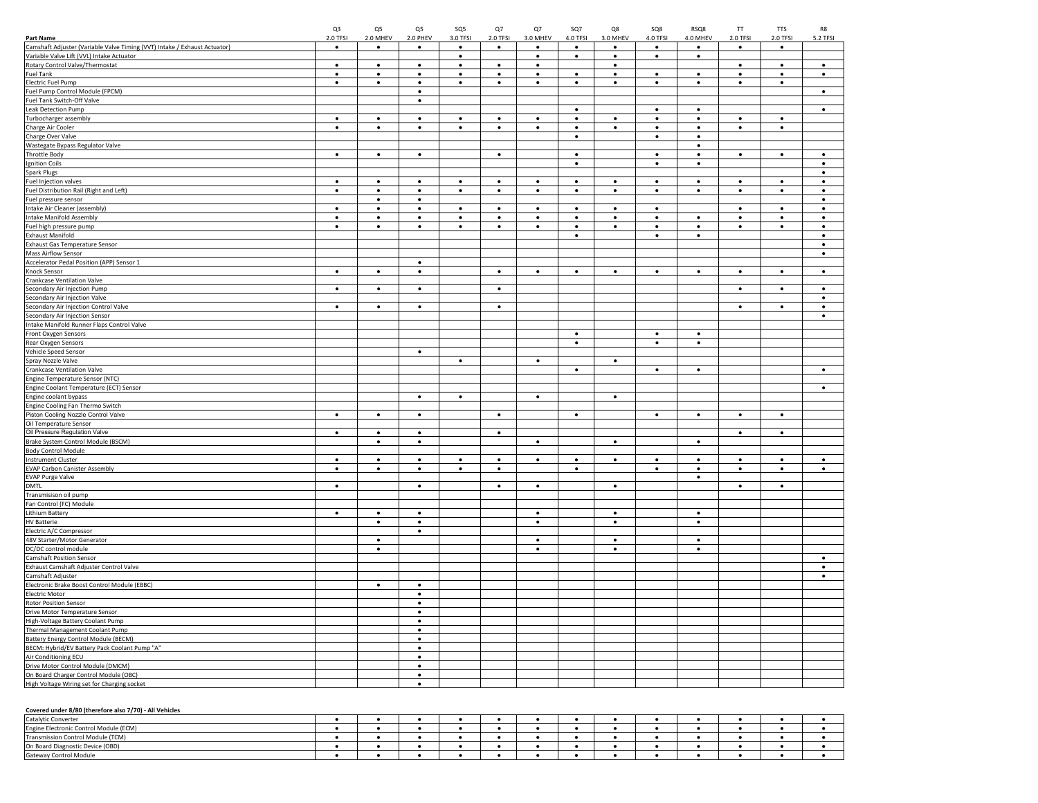| Part Name | Q3 2.0 TFSI | Q5 2.0 MHEV | Q5 2.0 PHEV | SQ5 3.0 TFSI | Q7 2.0 TFSI | Q7 3.0 MHEV | SQ7 4.0 TFSI | Q8 3.0 MHEV | SQ8 4.0 TFSI | RSQ8 4.0 MHEV | TT 2.0 TFSI | TTS 2.0 TFSI | R8 5.2 TFSI |
|---|---|---|---|---|---|---|---|---|---|---|---|---|---|
| Camshaft Adjuster (Variable Valve Timing (VVT) Intake / Exhaust Actuator) | • | • | • | • | • | • | • | • | • | • | • | • | |
| Variable Valve Lift (VVL) Intake Actuator | | | | • | | • | • | • | • | • | | | |
| Rotary Control Valve/Thermostat | • | • | • | • | • | • | | • | | | • | • | • |
| Fuel Tank | • | • | • | • | • | • | • | • | • | • | • | • | • |
| Electric Fuel Pump | • | • | • | • | • | • | • | • | • | • | • | • | |
| Fuel Pump Control Module (FPCM) | | | • | | | | | | | | | | • |
| Fuel Tank Switch-Off Valve | | | • | | | | | | | | | | |
| Leak Detection Pump | | | | | | | • | | • | • | | | • |
| Turbocharger assembly | • | • | • | • | • | • | • | • | • | • | • | • | |
| Charge Air Cooler | • | • | • | • | • | • | • | • | • | • | • | • | |
| Charge Over Valve | | | | | | | • | | • | • | | | |
| Wastegate Bypass Regulator Valve | | | | | | | | | | • | | | |
| Throttle Body | • | • | • | | • | | • | | • | • | • | • | • |
| Ignition Coils | | | | | | | • | | • | • | | | • |
| Spark Plugs | | | | | | | | | | | | | • |
| Fuel Injection valves | • | • | • | • | • | • | • | • | • | • | • | • | • |
| Fuel Distribution Rail (Right and Left) | • | • | • | • | • | • | • | • | • | • | • | • | • |
| Fuel pressure sensor | | • | • | | | | | | | | | | • |
| Intake Air Cleaner (assembly) | • | • | • | • | • | • | • | • | • | | • | • | • |
| Intake Manifold Assembly | • | • | • | • | • | • | • | • | • | • | • | • | • |
| Fuel high pressure pump | • | • | • | • | • | • | • | • | • | • | • | • | • |
| Exhaust Manifold | | | | | | | • | | • | • | | | • |
| Exhaust Gas Temperature Sensor | | | | | | | | | | | | | • |
| Mass Airflow Sensor | | | | | | | | | | | | | • |
| Accelerator Pedal Position (APP) Sensor 1 | | | • | | | | | | | | | | |
| Knock Sensor | • | • | • | | • | • | • | • | • | • | • | • | • |
| Crankcase Ventilation Valve | | | | | | | | | | | | | |
| Secondary Air Injection Pump | • | • | • | | • | | | | | | • | • | • |
| Secondary Air Injection Valve | | | | | | | | | | | | | • |
| Secondary Air Injection Control Valve | • | • | • | | • | | | | | | • | • | • |
| Secondary Air Injection Sensor | | | | | | | | | | | | | • |
| Intake Manifold Runner Flaps Control Valve | | | | | | | | | | | | | |
| Front Oxygen Sensors | | | | | | | • | | • | • | | | |
| Rear Oxygen Sensors | | | | | | | • | | • | • | | | |
| Vehicle Speed Sensor | | | • | | | | | | | | | | |
| Spray Nozzle Valve | | | | • | | • | | • | | | | | |
| Crankcase Ventilation Valve | | | | | | | • | | • | • | | | • |
| Engine Temperature Sensor (NTC) | | | | | | | | | | | | | |
| Engine Coolant Temperature (ECT) Sensor | | | | | | | | | | | | | • |
| Engine coolant bypass | | | • | • | | • | | • | | | | | |
| Engine Cooling Fan Thermo Switch | | | | | | | | | | | | | |
| Piston Cooling Nozzle Control Valve | • | • | • | | • | | • | | • | • | • | • | |
| Oil Temperature Sensor | | | | | | | | | | | | | |
| Oil Pressure Regulation Valve | • | • | • | | • | | | | | | • | • | |
| Brake System Control Module (BSCM) | | • | • | | | • | | • | | • | | | |
| Body Control Module | | | | | | | | | | | | | |
| Instrument Cluster | • | • | • | • | • | • | • | • | • | • | • | • | • |
| EVAP Carbon Canister Assembly | • | • | • | • | • | | • | | • | • | • | • | • |
| EVAP Purge Valve | | | | | | | | | | • | | | |
| DMTL | • | | • | | • | • | | • | | | • | • | |
| Transmisison oil pump | | | | | | | | | | | | | |
| Fan Control (FC) Module | | | | | | | | | | | | | |
| Lithium Battery | • | • | • | | | • | | • | | • | | | |
| HV Batterie | | • | • | | | • | | • | | • | | | |
| Electric A/C Compressor | | | • | | | | | | | | | | |
| 48V Starter/Motor Generator | | • | | | | • | | • | | • | | | |
| DC/DC control module | | • | | | | • | | • | | • | | | |
| Camshaft Position Sensor | | | | | | | | | | | | | • |
| Exhaust Camshaft Adjuster Control Valve | | | | | | | | | | | | | • |
| Camshaft Adjuster | | | | | | | | | | | | | • |
| Electronic Brake Boost Control Module (EBBC) | | • | • | | | | | | | | | | |
| Electric Motor | | | • | | | | | | | | | | |
| Rotor Position Sensor | | | • | | | | | | | | | | |
| Drive Motor Temperature Sensor | | | • | | | | | | | | | | |
| High-Voltage Battery Coolant Pump | | | • | | | | | | | | | | |
| Thermal Management Coolant Pump | | | • | | | | | | | | | | |
| Battery Energy Control Module (BECM) | | | • | | | | | | | | | | |
| BECM: Hybrid/EV Battery Pack Coolant Pump "A" | | | • | | | | | | | | | | |
| Air Conditioning ECU | | | • | | | | | | | | | | |
| Drive Motor Control Module (DMCM) | | | • | | | | | | | | | | |
| On Board Charger Control Module (OBC) | | | • | | | | | | | | | | |
| High Voltage Wiring set for Charging socket | | | • | | | | | | | | | | |

**Covered under 8/80 (therefore also 7/70) - All Vehicles**

| | | | | | | | | | | | | | |
|---|---|---|---|---|---|---|---|---|---|---|---|---|---|
| Catalytic Converter | • | • | • | • | • | • | • | • | • | • | • | • | • |
| Engine Electronic Control Module (ECM) | • | • | • | • | • | • | • | • | • | • | • | • | • |
| Transmission Control Module (TCM) | • | • | • | • | • | • | • | • | • | • | • | • | • |
| On Board Diagnostic Device (OBD) | • | • | • | • | • | • | • | • | • | • | • | • | • |
| Gateway Control Module | • | • | • | • | • | • | • | • | • | • | • | • | • |